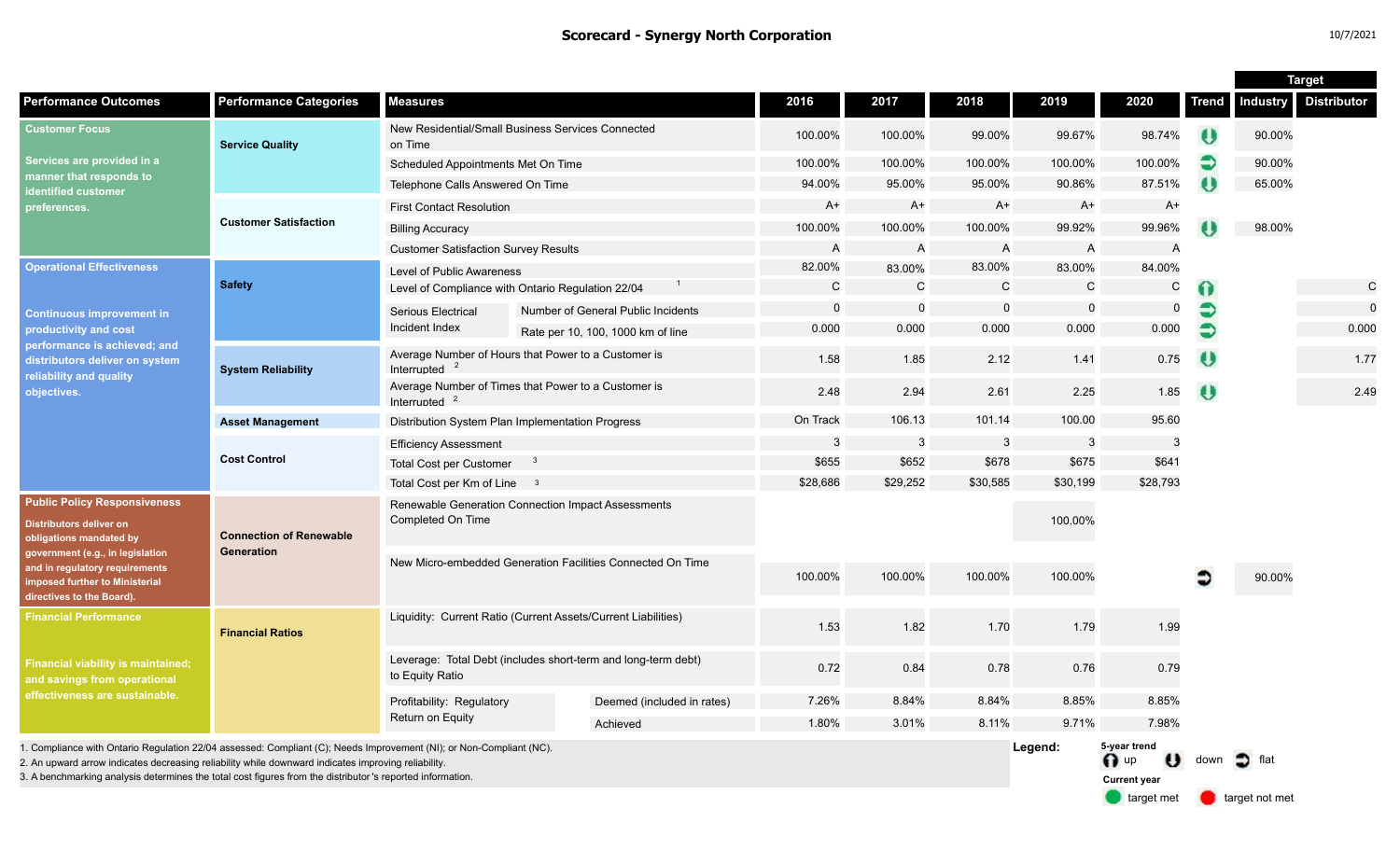# Scorecard - Synergy North Corporation

10/7/2021

| Performance Outcomes | Performance Categories | Measures | | 2016 | 2017 | 2018 | 2019 | 2020 | Trend | Target Industry | Target Distributor |
|---|---|---|---|---|---|---|---|---|---|---|---|
| **Customer Focus** Services are provided in a manner that responds to identified customer preferences. | Service Quality | New Residential/Small Business Services Connected on Time | | 100.00% | 100.00% | 99.00% | 99.67% | 98.74% | down | 90.00% | |
| | | Scheduled Appointments Met On Time | | 100.00% | 100.00% | 100.00% | 100.00% | 100.00% | flat | 90.00% | |
| | | Telephone Calls Answered On Time | | 94.00% | 95.00% | 95.00% | 90.86% | 87.51% | down | 65.00% | |
| | Customer Satisfaction | First Contact Resolution | | A+ | A+ | A+ | A+ | A+ | | | |
| | | Billing Accuracy | | 100.00% | 100.00% | 100.00% | 99.92% | 99.96% | down | 98.00% | |
| | | Customer Satisfaction Survey Results | | A | A | A | A | A | | | |
| **Operational Effectiveness** Continuous improvement in productivity and cost performance is achieved; and distributors deliver on system reliability and quality objectives. | Safety | Level of Public Awareness | | 82.00% | 83.00% | 83.00% | 83.00% | 84.00% | | | |
| | | Level of Compliance with Ontario Regulation 22/04 [1] | | C | C | C | C | C | up | | C |
| | | Serious Electrical Incident Index | Number of General Public Incidents | 0 | 0 | 0 | 0 | 0 | flat | | 0 |
| | | | Rate per 10, 100, 1000 km of line | 0.000 | 0.000 | 0.000 | 0.000 | 0.000 | flat | | 0.000 |
| | System Reliability | Average Number of Hours that Power to a Customer is Interrupted [2] | | 1.58 | 1.85 | 2.12 | 1.41 | 0.75 | down | | 1.77 |
| | | Average Number of Times that Power to a Customer is Interrupted [2] | | 2.48 | 2.94 | 2.61 | 2.25 | 1.85 | down | | 2.49 |
| | Asset Management | Distribution System Plan Implementation Progress | | On Track | 106.13 | 101.14 | 100.00 | 95.60 | | | |
| | Cost Control | Efficiency Assessment | | 3 | 3 | 3 | 3 | 3 | | | |
| | | Total Cost per Customer [3] | | $655 | $652 | $678 | $675 | $641 | | | |
| | | Total Cost per Km of Line [3] | | $28,686 | $29,252 | $30,585 | $30,199 | $28,793 | | | |
| **Public Policy Responsiveness** Distributors deliver on obligations mandated by government (e.g., in legislation and in regulatory requirements imposed further to Ministerial directives to the Board). | Connection of Renewable Generation | Renewable Generation Connection Impact Assessments Completed On Time | | | | | 100.00% | | | | |
| | | New Micro-embedded Generation Facilities Connected On Time | | 100.00% | 100.00% | 100.00% | 100.00% | | flat | 90.00% | |
| **Financial Performance** Financial viability is maintained; and savings from operational effectiveness are sustainable. | Financial Ratios | Liquidity: Current Ratio (Current Assets/Current Liabilities) | | 1.53 | 1.82 | 1.70 | 1.79 | 1.99 | | | |
| | | Leverage: Total Debt (includes short-term and long-term debt) to Equity Ratio | | 0.72 | 0.84 | 0.78 | 0.76 | 0.79 | | | |
| | | Profitability: Regulatory Return on Equity | Deemed (included in rates) | 7.26% | 8.84% | 8.84% | 8.85% | 8.85% | | | |
| | | | Achieved | 1.80% | 3.01% | 8.11% | 9.71% | 7.98% | | | |

1. Compliance with Ontario Regulation 22/04 assessed: Compliant (C); Needs Improvement (NI); or Non-Compliant (NC).
2. An upward arrow indicates decreasing reliability while downward indicates improving reliability.
3. A benchmarking analysis determines the total cost figures from the distributor's reported information.

**Legend:**
5-year trend: up, down, flat
Current year: target met, target not met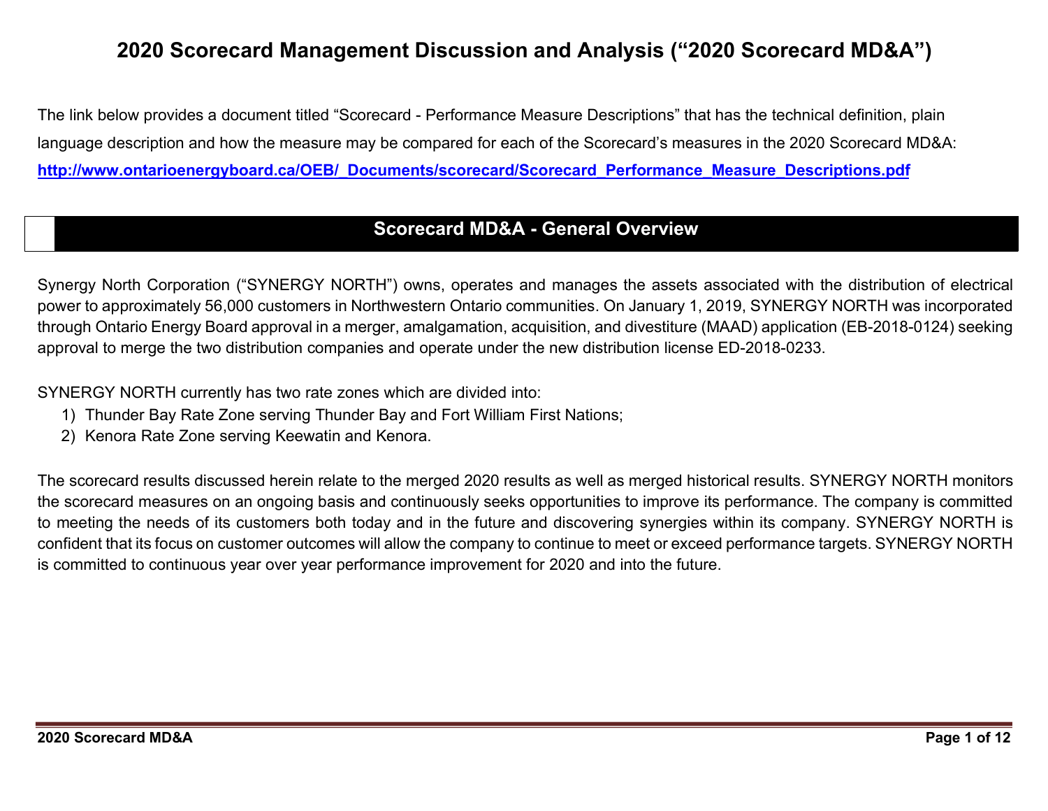# 2020 Scorecard Management Discussion and Analysis ("2020 Scorecard MD&A")

The link below provides a document titled "Scorecard - Performance Measure Descriptions" that has the technical definition, plain language description and how the measure may be compared for each of the Scorecard's measures in the 2020 Scorecard MD&A: **http://www.ontarioenergyboard.ca/OEB/_Documents/scorecard/Scorecard_Performance_Measure_Descriptions.pdf**

## Scorecard MD&A - General Overview

Synergy North Corporation ("SYNERGY NORTH") owns, operates and manages the assets associated with the distribution of electrical power to approximately 56,000 customers in Northwestern Ontario communities. On January 1, 2019, SYNERGY NORTH was incorporated through Ontario Energy Board approval in a merger, amalgamation, acquisition, and divestiture (MAAD) application (EB-2018-0124) seeking approval to merge the two distribution companies and operate under the new distribution license ED-2018-0233.

SYNERGY NORTH currently has two rate zones which are divided into:

1) Thunder Bay Rate Zone serving Thunder Bay and Fort William First Nations;
2) Kenora Rate Zone serving Keewatin and Kenora.

The scorecard results discussed herein relate to the merged 2020 results as well as merged historical results. SYNERGY NORTH monitors the scorecard measures on an ongoing basis and continuously seeks opportunities to improve its performance. The company is committed to meeting the needs of its customers both today and in the future and discovering synergies within its company. SYNERGY NORTH is confident that its focus on customer outcomes will allow the company to continue to meet or exceed performance targets. SYNERGY NORTH is committed to continuous year over year performance improvement for 2020 and into the future.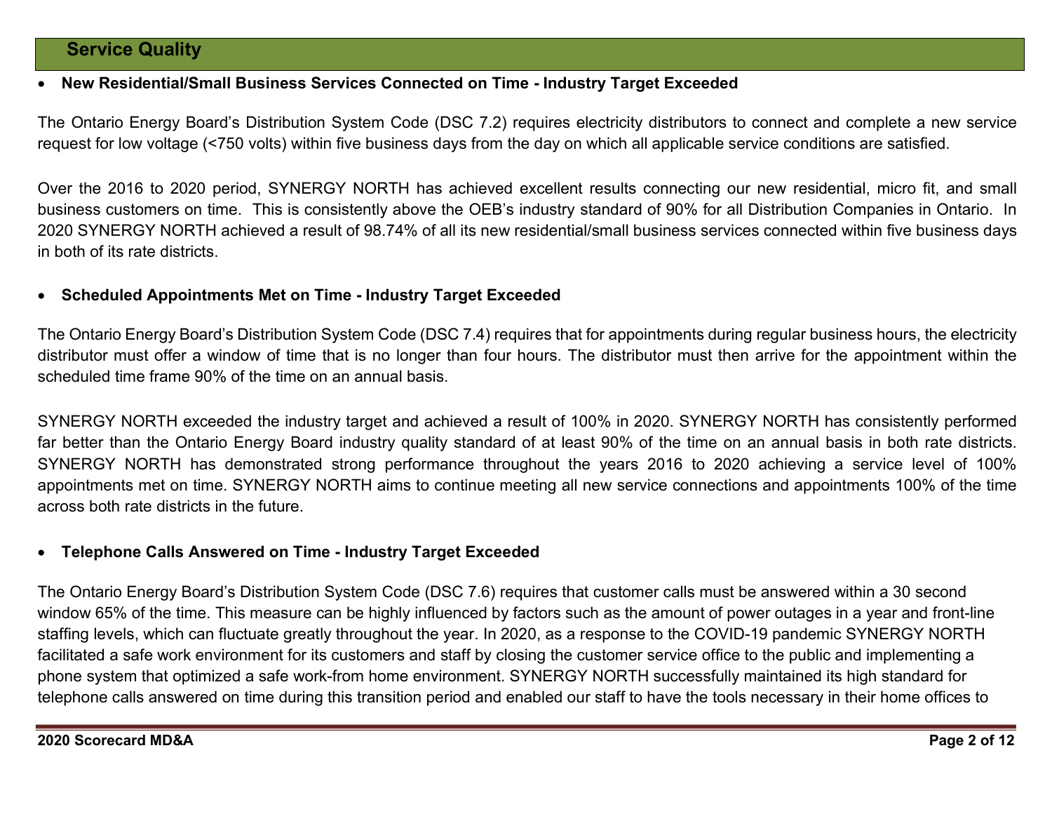## Service Quality

- **New Residential/Small Business Services Connected on Time - Industry Target Exceeded**

The Ontario Energy Board's Distribution System Code (DSC 7.2) requires electricity distributors to connect and complete a new service request for low voltage (<750 volts) within five business days from the day on which all applicable service conditions are satisfied.

Over the 2016 to 2020 period, SYNERGY NORTH has achieved excellent results connecting our new residential, micro fit, and small business customers on time. This is consistently above the OEB's industry standard of 90% for all Distribution Companies in Ontario. In 2020 SYNERGY NORTH achieved a result of 98.74% of all its new residential/small business services connected within five business days in both of its rate districts.

- **Scheduled Appointments Met on Time - Industry Target Exceeded**

The Ontario Energy Board's Distribution System Code (DSC 7.4) requires that for appointments during regular business hours, the electricity distributor must offer a window of time that is no longer than four hours. The distributor must then arrive for the appointment within the scheduled time frame 90% of the time on an annual basis.

SYNERGY NORTH exceeded the industry target and achieved a result of 100% in 2020. SYNERGY NORTH has consistently performed far better than the Ontario Energy Board industry quality standard of at least 90% of the time on an annual basis in both rate districts. SYNERGY NORTH has demonstrated strong performance throughout the years 2016 to 2020 achieving a service level of 100% appointments met on time. SYNERGY NORTH aims to continue meeting all new service connections and appointments 100% of the time across both rate districts in the future.

- **Telephone Calls Answered on Time - Industry Target Exceeded**

The Ontario Energy Board's Distribution System Code (DSC 7.6) requires that customer calls must be answered within a 30 second window 65% of the time. This measure can be highly influenced by factors such as the amount of power outages in a year and front-line staffing levels, which can fluctuate greatly throughout the year. In 2020, as a response to the COVID-19 pandemic SYNERGY NORTH facilitated a safe work environment for its customers and staff by closing the customer service office to the public and implementing a phone system that optimized a safe work-from home environment. SYNERGY NORTH successfully maintained its high standard for telephone calls answered on time during this transition period and enabled our staff to have the tools necessary in their home offices to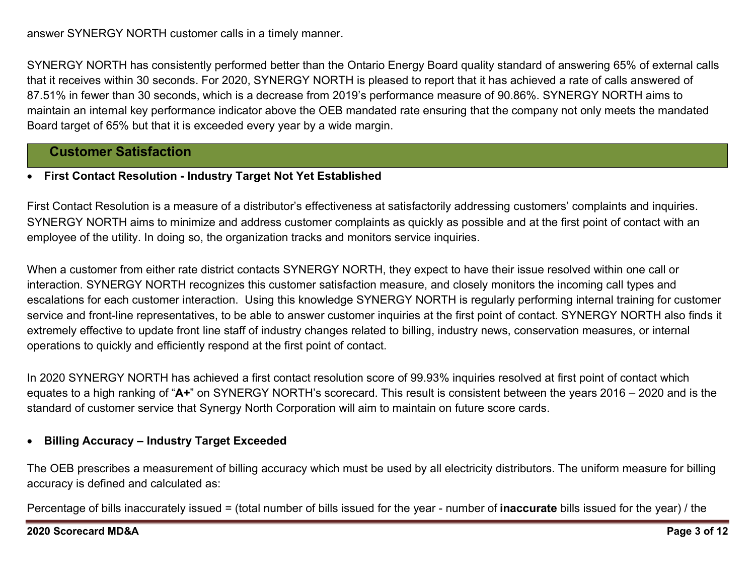answer SYNERGY NORTH customer calls in a timely manner.

SYNERGY NORTH has consistently performed better than the Ontario Energy Board quality standard of answering 65% of external calls that it receives within 30 seconds. For 2020, SYNERGY NORTH is pleased to report that it has achieved a rate of calls answered of 87.51% in fewer than 30 seconds, which is a decrease from 2019's performance measure of 90.86%. SYNERGY NORTH aims to maintain an internal key performance indicator above the OEB mandated rate ensuring that the company not only meets the mandated Board target of 65% but that it is exceeded every year by a wide margin.

## Customer Satisfaction

- **First Contact Resolution - Industry Target Not Yet Established**

First Contact Resolution is a measure of a distributor's effectiveness at satisfactorily addressing customers' complaints and inquiries. SYNERGY NORTH aims to minimize and address customer complaints as quickly as possible and at the first point of contact with an employee of the utility. In doing so, the organization tracks and monitors service inquiries.

When a customer from either rate district contacts SYNERGY NORTH, they expect to have their issue resolved within one call or interaction. SYNERGY NORTH recognizes this customer satisfaction measure, and closely monitors the incoming call types and escalations for each customer interaction. Using this knowledge SYNERGY NORTH is regularly performing internal training for customer service and front-line representatives, to be able to answer customer inquiries at the first point of contact. SYNERGY NORTH also finds it extremely effective to update front line staff of industry changes related to billing, industry news, conservation measures, or internal operations to quickly and efficiently respond at the first point of contact.

In 2020 SYNERGY NORTH has achieved a first contact resolution score of 99.93% inquiries resolved at first point of contact which equates to a high ranking of "**A+**" on SYNERGY NORTH's scorecard. This result is consistent between the years 2016 – 2020 and is the standard of customer service that Synergy North Corporation will aim to maintain on future score cards.

- **Billing Accuracy – Industry Target Exceeded**

The OEB prescribes a measurement of billing accuracy which must be used by all electricity distributors. The uniform measure for billing accuracy is defined and calculated as:

Percentage of bills inaccurately issued = (total number of bills issued for the year - number of **inaccurate** bills issued for the year) / the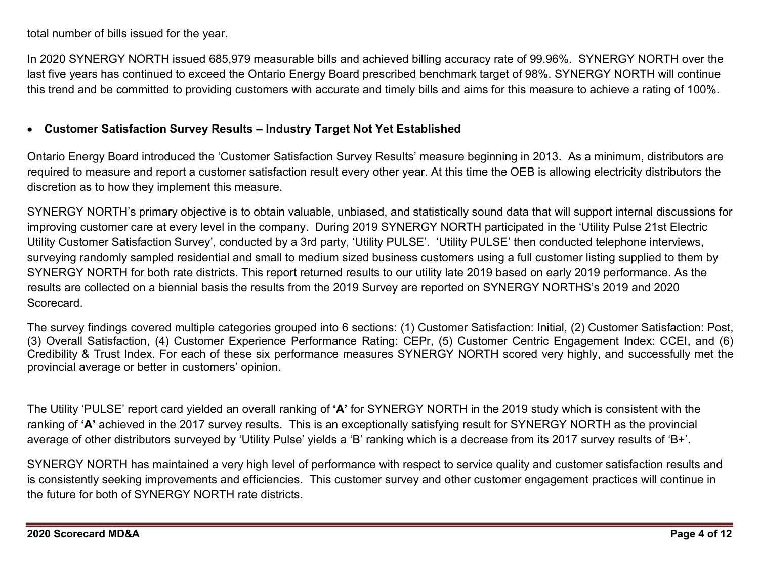total number of bills issued for the year.

In 2020 SYNERGY NORTH issued 685,979 measurable bills and achieved billing accuracy rate of 99.96%. SYNERGY NORTH over the last five years has continued to exceed the Ontario Energy Board prescribed benchmark target of 98%. SYNERGY NORTH will continue this trend and be committed to providing customers with accurate and timely bills and aims for this measure to achieve a rating of 100%.

- **Customer Satisfaction Survey Results – Industry Target Not Yet Established**

Ontario Energy Board introduced the 'Customer Satisfaction Survey Results' measure beginning in 2013. As a minimum, distributors are required to measure and report a customer satisfaction result every other year. At this time the OEB is allowing electricity distributors the discretion as to how they implement this measure.

SYNERGY NORTH's primary objective is to obtain valuable, unbiased, and statistically sound data that will support internal discussions for improving customer care at every level in the company. During 2019 SYNERGY NORTH participated in the 'Utility Pulse 21st Electric Utility Customer Satisfaction Survey', conducted by a 3rd party, 'Utility PULSE'. 'Utility PULSE' then conducted telephone interviews, surveying randomly sampled residential and small to medium sized business customers using a full customer listing supplied to them by SYNERGY NORTH for both rate districts. This report returned results to our utility late 2019 based on early 2019 performance. As the results are collected on a biennial basis the results from the 2019 Survey are reported on SYNERGY NORTHS's 2019 and 2020 Scorecard.

The survey findings covered multiple categories grouped into 6 sections: (1) Customer Satisfaction: Initial, (2) Customer Satisfaction: Post, (3) Overall Satisfaction, (4) Customer Experience Performance Rating: CEPr, (5) Customer Centric Engagement Index: CCEI, and (6) Credibility & Trust Index. For each of these six performance measures SYNERGY NORTH scored very highly, and successfully met the provincial average or better in customers' opinion.

The Utility 'PULSE' report card yielded an overall ranking of **'A'** for SYNERGY NORTH in the 2019 study which is consistent with the ranking of **'A'** achieved in the 2017 survey results. This is an exceptionally satisfying result for SYNERGY NORTH as the provincial average of other distributors surveyed by 'Utility Pulse' yields a 'B' ranking which is a decrease from its 2017 survey results of 'B+'.

SYNERGY NORTH has maintained a very high level of performance with respect to service quality and customer satisfaction results and is consistently seeking improvements and efficiencies. This customer survey and other customer engagement practices will continue in the future for both of SYNERGY NORTH rate districts.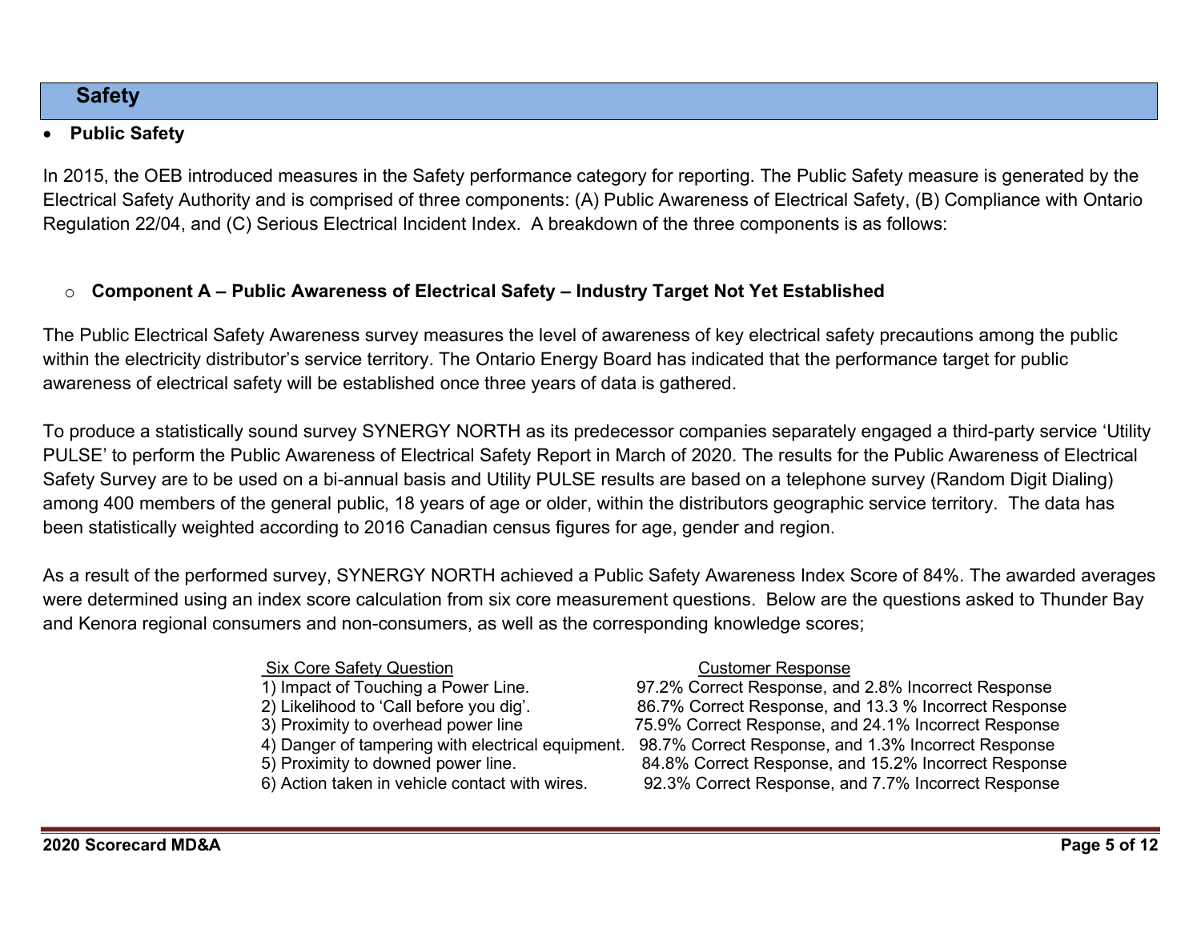## Safety

- **Public Safety**

In 2015, the OEB introduced measures in the Safety performance category for reporting. The Public Safety measure is generated by the Electrical Safety Authority and is comprised of three components: (A) Public Awareness of Electrical Safety, (B) Compliance with Ontario Regulation 22/04, and (C) Serious Electrical Incident Index. A breakdown of the three components is as follows:

- **Component A – Public Awareness of Electrical Safety – Industry Target Not Yet Established**

The Public Electrical Safety Awareness survey measures the level of awareness of key electrical safety precautions among the public within the electricity distributor's service territory. The Ontario Energy Board has indicated that the performance target for public awareness of electrical safety will be established once three years of data is gathered.

To produce a statistically sound survey SYNERGY NORTH as its predecessor companies separately engaged a third-party service 'Utility PULSE' to perform the Public Awareness of Electrical Safety Report in March of 2020. The results for the Public Awareness of Electrical Safety Survey are to be used on a bi-annual basis and Utility PULSE results are based on a telephone survey (Random Digit Dialing) among 400 members of the general public, 18 years of age or older, within the distributors geographic service territory. The data has been statistically weighted according to 2016 Canadian census figures for age, gender and region.

As a result of the performed survey, SYNERGY NORTH achieved a Public Safety Awareness Index Score of 84%. The awarded averages were determined using an index score calculation from six core measurement questions. Below are the questions asked to Thunder Bay and Kenora regional consumers and non-consumers, as well as the corresponding knowledge scores;

| Six Core Safety Question | Customer Response |
|---|---|
| 1) Impact of Touching a Power Line. | 97.2% Correct Response, and 2.8% Incorrect Response |
| 2) Likelihood to 'Call before you dig'. | 86.7% Correct Response, and 13.3 % Incorrect Response |
| 3) Proximity to overhead power line | 75.9% Correct Response, and 24.1% Incorrect Response |
| 4) Danger of tampering with electrical equipment. | 98.7% Correct Response, and 1.3% Incorrect Response |
| 5) Proximity to downed power line. | 84.8% Correct Response, and 15.2% Incorrect Response |
| 6) Action taken in vehicle contact with wires. | 92.3% Correct Response, and 7.7% Incorrect Response |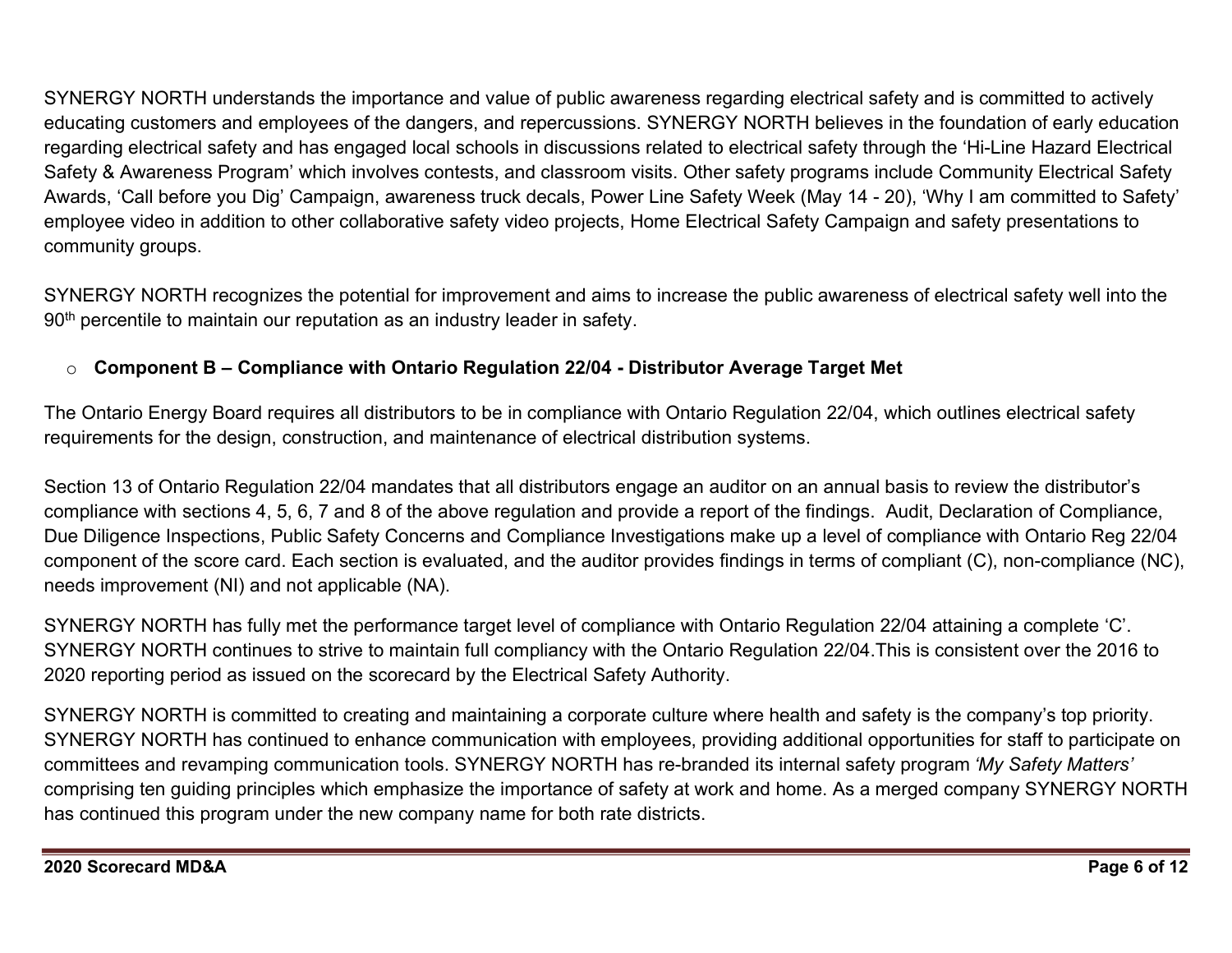SYNERGY NORTH understands the importance and value of public awareness regarding electrical safety and is committed to actively educating customers and employees of the dangers, and repercussions. SYNERGY NORTH believes in the foundation of early education regarding electrical safety and has engaged local schools in discussions related to electrical safety through the 'Hi-Line Hazard Electrical Safety & Awareness Program' which involves contests, and classroom visits. Other safety programs include Community Electrical Safety Awards, 'Call before you Dig' Campaign, awareness truck decals, Power Line Safety Week (May 14 - 20), 'Why I am committed to Safety' employee video in addition to other collaborative safety video projects, Home Electrical Safety Campaign and safety presentations to community groups.

SYNERGY NORTH recognizes the potential for improvement and aims to increase the public awareness of electrical safety well into the 90th percentile to maintain our reputation as an industry leader in safety.

- **Component B – Compliance with Ontario Regulation 22/04 - Distributor Average Target Met**

The Ontario Energy Board requires all distributors to be in compliance with Ontario Regulation 22/04, which outlines electrical safety requirements for the design, construction, and maintenance of electrical distribution systems.

Section 13 of Ontario Regulation 22/04 mandates that all distributors engage an auditor on an annual basis to review the distributor's compliance with sections 4, 5, 6, 7 and 8 of the above regulation and provide a report of the findings. Audit, Declaration of Compliance, Due Diligence Inspections, Public Safety Concerns and Compliance Investigations make up a level of compliance with Ontario Reg 22/04 component of the score card. Each section is evaluated, and the auditor provides findings in terms of compliant (C), non-compliance (NC), needs improvement (NI) and not applicable (NA).

SYNERGY NORTH has fully met the performance target level of compliance with Ontario Regulation 22/04 attaining a complete 'C'. SYNERGY NORTH continues to strive to maintain full compliancy with the Ontario Regulation 22/04.This is consistent over the 2016 to 2020 reporting period as issued on the scorecard by the Electrical Safety Authority.

SYNERGY NORTH is committed to creating and maintaining a corporate culture where health and safety is the company's top priority. SYNERGY NORTH has continued to enhance communication with employees, providing additional opportunities for staff to participate on committees and revamping communication tools. SYNERGY NORTH has re-branded its internal safety program *'My Safety Matters'* comprising ten guiding principles which emphasize the importance of safety at work and home. As a merged company SYNERGY NORTH has continued this program under the new company name for both rate districts.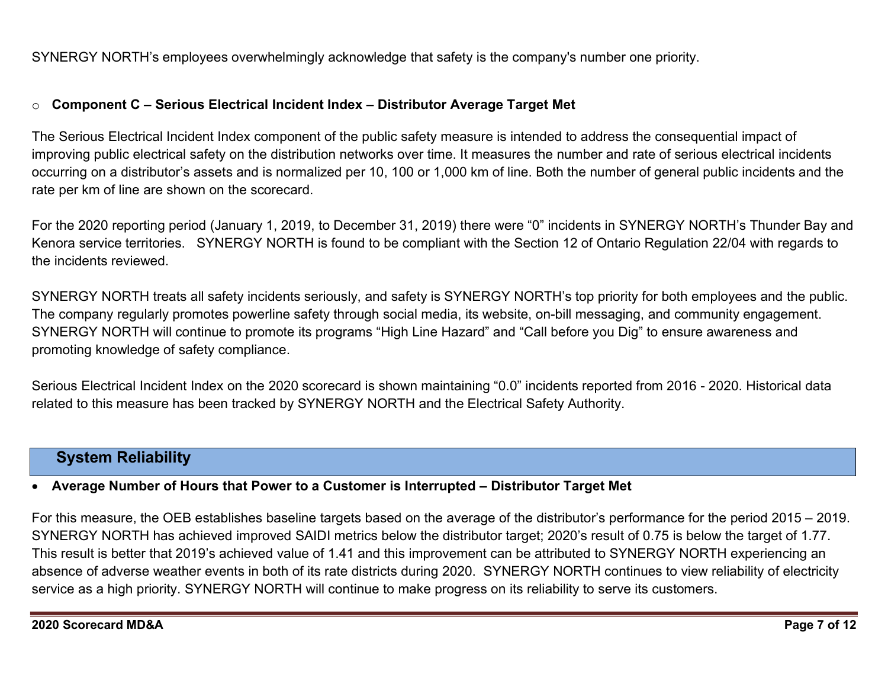SYNERGY NORTH's employees overwhelmingly acknowledge that safety is the company's number one priority.

- **Component C – Serious Electrical Incident Index – Distributor Average Target Met**

The Serious Electrical Incident Index component of the public safety measure is intended to address the consequential impact of improving public electrical safety on the distribution networks over time. It measures the number and rate of serious electrical incidents occurring on a distributor's assets and is normalized per 10, 100 or 1,000 km of line. Both the number of general public incidents and the rate per km of line are shown on the scorecard.

For the 2020 reporting period (January 1, 2019, to December 31, 2019) there were "0" incidents in SYNERGY NORTH's Thunder Bay and Kenora service territories. SYNERGY NORTH is found to be compliant with the Section 12 of Ontario Regulation 22/04 with regards to the incidents reviewed.

SYNERGY NORTH treats all safety incidents seriously, and safety is SYNERGY NORTH's top priority for both employees and the public. The company regularly promotes powerline safety through social media, its website, on-bill messaging, and community engagement. SYNERGY NORTH will continue to promote its programs "High Line Hazard" and "Call before you Dig" to ensure awareness and promoting knowledge of safety compliance.

Serious Electrical Incident Index on the 2020 scorecard is shown maintaining "0.0" incidents reported from 2016 - 2020. Historical data related to this measure has been tracked by SYNERGY NORTH and the Electrical Safety Authority.

## System Reliability

- **Average Number of Hours that Power to a Customer is Interrupted – Distributor Target Met**

For this measure, the OEB establishes baseline targets based on the average of the distributor's performance for the period 2015 – 2019. SYNERGY NORTH has achieved improved SAIDI metrics below the distributor target; 2020's result of 0.75 is below the target of 1.77. This result is better that 2019's achieved value of 1.41 and this improvement can be attributed to SYNERGY NORTH experiencing an absence of adverse weather events in both of its rate districts during 2020. SYNERGY NORTH continues to view reliability of electricity service as a high priority. SYNERGY NORTH will continue to make progress on its reliability to serve its customers.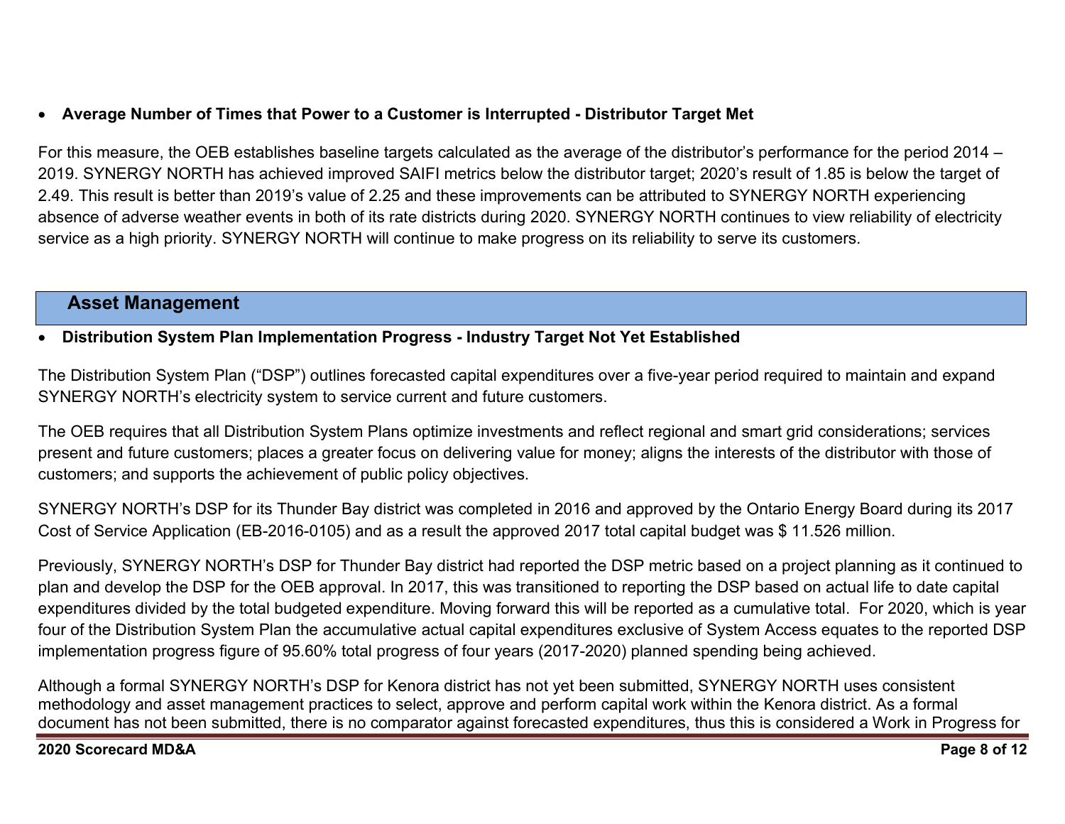- **Average Number of Times that Power to a Customer is Interrupted - Distributor Target Met**

For this measure, the OEB establishes baseline targets calculated as the average of the distributor's performance for the period 2014 – 2019. SYNERGY NORTH has achieved improved SAIFI metrics below the distributor target; 2020's result of 1.85 is below the target of 2.49. This result is better than 2019's value of 2.25 and these improvements can be attributed to SYNERGY NORTH experiencing absence of adverse weather events in both of its rate districts during 2020. SYNERGY NORTH continues to view reliability of electricity service as a high priority. SYNERGY NORTH will continue to make progress on its reliability to serve its customers.

## Asset Management

- **Distribution System Plan Implementation Progress - Industry Target Not Yet Established**

The Distribution System Plan ("DSP") outlines forecasted capital expenditures over a five-year period required to maintain and expand SYNERGY NORTH's electricity system to service current and future customers.

The OEB requires that all Distribution System Plans optimize investments and reflect regional and smart grid considerations; services present and future customers; places a greater focus on delivering value for money; aligns the interests of the distributor with those of customers; and supports the achievement of public policy objectives.

SYNERGY NORTH's DSP for its Thunder Bay district was completed in 2016 and approved by the Ontario Energy Board during its 2017 Cost of Service Application (EB-2016-0105) and as a result the approved 2017 total capital budget was $ 11.526 million.

Previously, SYNERGY NORTH's DSP for Thunder Bay district had reported the DSP metric based on a project planning as it continued to plan and develop the DSP for the OEB approval. In 2017, this was transitioned to reporting the DSP based on actual life to date capital expenditures divided by the total budgeted expenditure. Moving forward this will be reported as a cumulative total. For 2020, which is year four of the Distribution System Plan the accumulative actual capital expenditures exclusive of System Access equates to the reported DSP implementation progress figure of 95.60% total progress of four years (2017-2020) planned spending being achieved.

Although a formal SYNERGY NORTH's DSP for Kenora district has not yet been submitted, SYNERGY NORTH uses consistent methodology and asset management practices to select, approve and perform capital work within the Kenora district. As a formal document has not been submitted, there is no comparator against forecasted expenditures, thus this is considered a Work in Progress for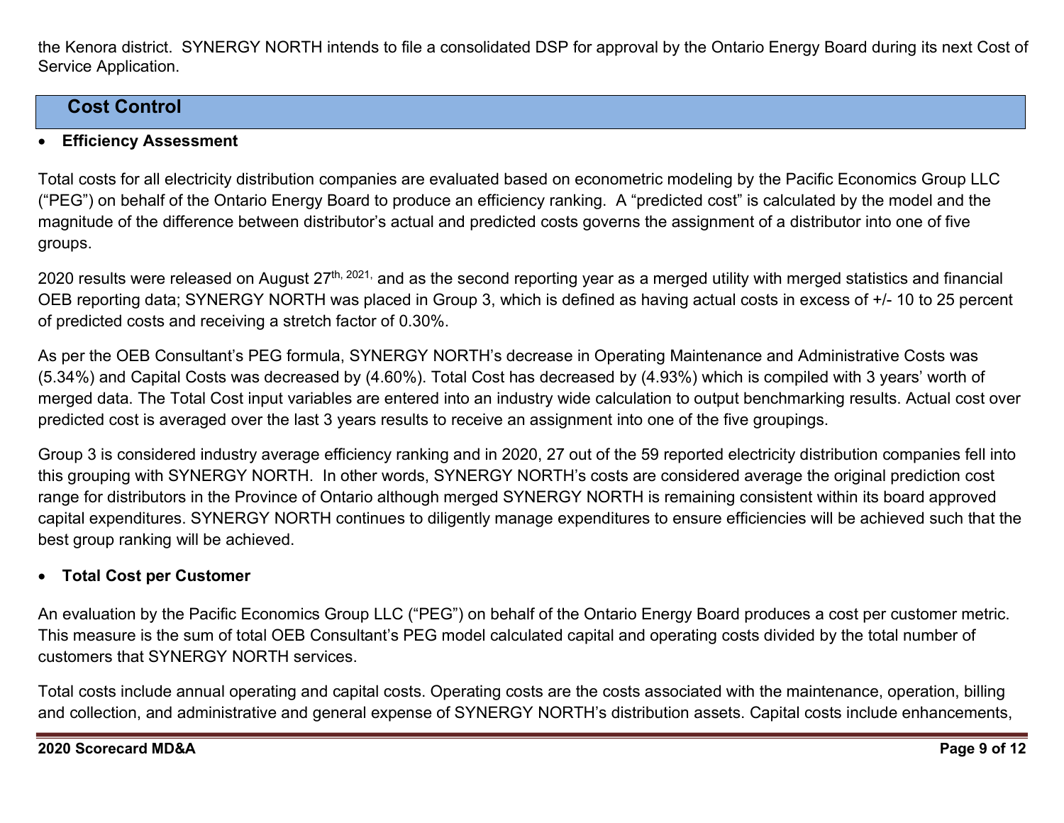the Kenora district. SYNERGY NORTH intends to file a consolidated DSP for approval by the Ontario Energy Board during its next Cost of Service Application.

## Cost Control

- **Efficiency Assessment**

Total costs for all electricity distribution companies are evaluated based on econometric modeling by the Pacific Economics Group LLC ("PEG") on behalf of the Ontario Energy Board to produce an efficiency ranking. A "predicted cost" is calculated by the model and the magnitude of the difference between distributor's actual and predicted costs governs the assignment of a distributor into one of five groups.

2020 results were released on August 27th, 2021, and as the second reporting year as a merged utility with merged statistics and financial OEB reporting data; SYNERGY NORTH was placed in Group 3, which is defined as having actual costs in excess of +/- 10 to 25 percent of predicted costs and receiving a stretch factor of 0.30%.

As per the OEB Consultant's PEG formula, SYNERGY NORTH's decrease in Operating Maintenance and Administrative Costs was (5.34%) and Capital Costs was decreased by (4.60%). Total Cost has decreased by (4.93%) which is compiled with 3 years' worth of merged data. The Total Cost input variables are entered into an industry wide calculation to output benchmarking results. Actual cost over predicted cost is averaged over the last 3 years results to receive an assignment into one of the five groupings.

Group 3 is considered industry average efficiency ranking and in 2020, 27 out of the 59 reported electricity distribution companies fell into this grouping with SYNERGY NORTH. In other words, SYNERGY NORTH's costs are considered average the original prediction cost range for distributors in the Province of Ontario although merged SYNERGY NORTH is remaining consistent within its board approved capital expenditures. SYNERGY NORTH continues to diligently manage expenditures to ensure efficiencies will be achieved such that the best group ranking will be achieved.

- **Total Cost per Customer**

An evaluation by the Pacific Economics Group LLC ("PEG") on behalf of the Ontario Energy Board produces a cost per customer metric. This measure is the sum of total OEB Consultant's PEG model calculated capital and operating costs divided by the total number of customers that SYNERGY NORTH services.

Total costs include annual operating and capital costs. Operating costs are the costs associated with the maintenance, operation, billing and collection, and administrative and general expense of SYNERGY NORTH's distribution assets. Capital costs include enhancements,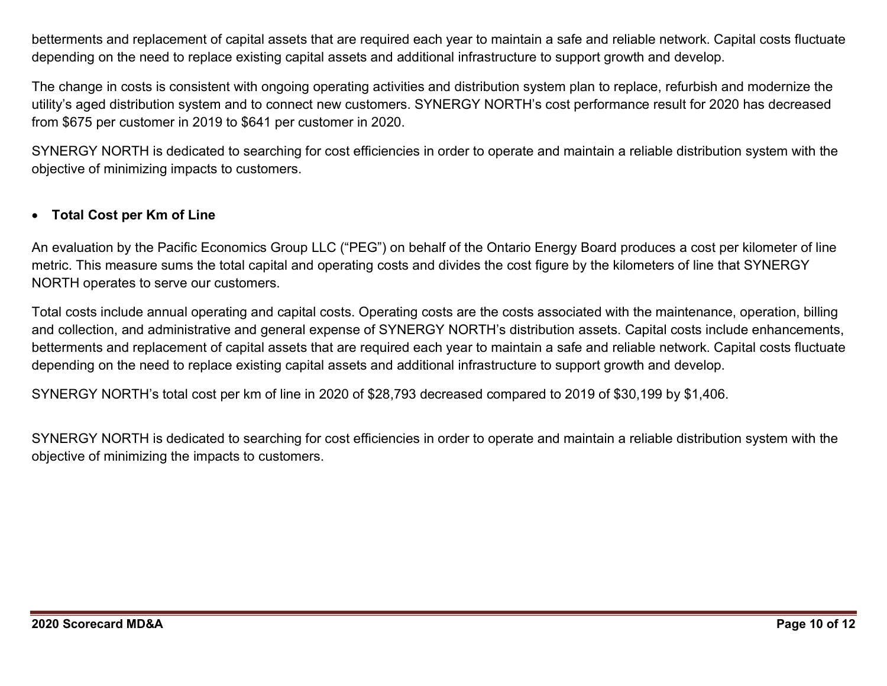betterments and replacement of capital assets that are required each year to maintain a safe and reliable network. Capital costs fluctuate depending on the need to replace existing capital assets and additional infrastructure to support growth and develop.

The change in costs is consistent with ongoing operating activities and distribution system plan to replace, refurbish and modernize the utility's aged distribution system and to connect new customers. SYNERGY NORTH's cost performance result for 2020 has decreased from $675 per customer in 2019 to $641 per customer in 2020.

SYNERGY NORTH is dedicated to searching for cost efficiencies in order to operate and maintain a reliable distribution system with the objective of minimizing impacts to customers.

- **Total Cost per Km of Line**

An evaluation by the Pacific Economics Group LLC ("PEG") on behalf of the Ontario Energy Board produces a cost per kilometer of line metric. This measure sums the total capital and operating costs and divides the cost figure by the kilometers of line that SYNERGY NORTH operates to serve our customers.

Total costs include annual operating and capital costs. Operating costs are the costs associated with the maintenance, operation, billing and collection, and administrative and general expense of SYNERGY NORTH's distribution assets. Capital costs include enhancements, betterments and replacement of capital assets that are required each year to maintain a safe and reliable network. Capital costs fluctuate depending on the need to replace existing capital assets and additional infrastructure to support growth and develop.

SYNERGY NORTH's total cost per km of line in 2020 of $28,793 decreased compared to 2019 of $30,199 by $1,406.

SYNERGY NORTH is dedicated to searching for cost efficiencies in order to operate and maintain a reliable distribution system with the objective of minimizing the impacts to customers.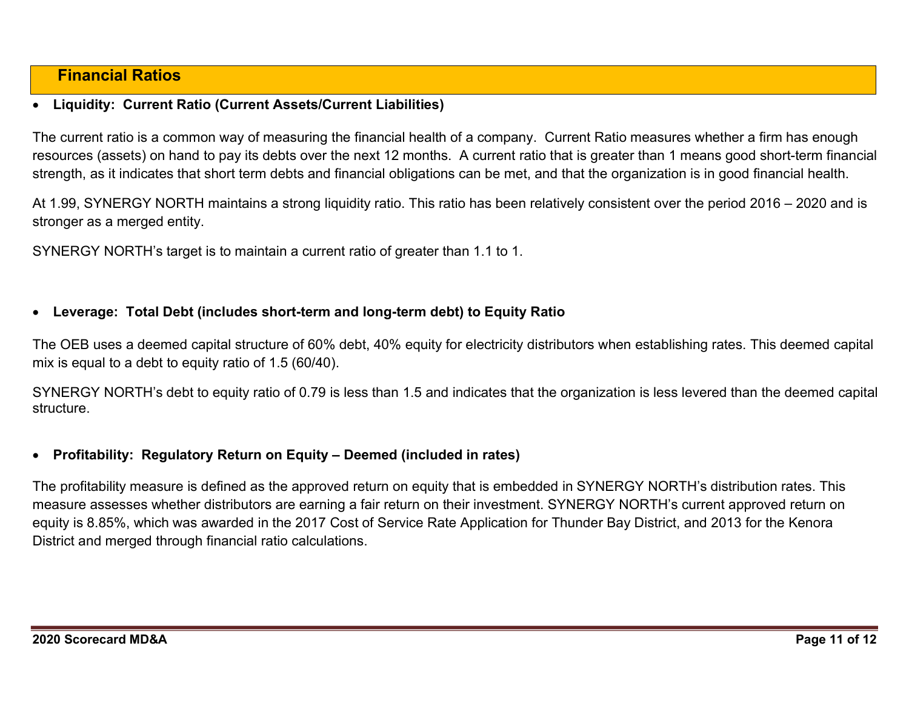## Financial Ratios

- **Liquidity: Current Ratio (Current Assets/Current Liabilities)**

The current ratio is a common way of measuring the financial health of a company. Current Ratio measures whether a firm has enough resources (assets) on hand to pay its debts over the next 12 months. A current ratio that is greater than 1 means good short-term financial strength, as it indicates that short term debts and financial obligations can be met, and that the organization is in good financial health.

At 1.99, SYNERGY NORTH maintains a strong liquidity ratio. This ratio has been relatively consistent over the period 2016 – 2020 and is stronger as a merged entity.

SYNERGY NORTH's target is to maintain a current ratio of greater than 1.1 to 1.

- **Leverage: Total Debt (includes short-term and long-term debt) to Equity Ratio**

The OEB uses a deemed capital structure of 60% debt, 40% equity for electricity distributors when establishing rates. This deemed capital mix is equal to a debt to equity ratio of 1.5 (60/40).

SYNERGY NORTH's debt to equity ratio of 0.79 is less than 1.5 and indicates that the organization is less levered than the deemed capital structure.

- **Profitability: Regulatory Return on Equity – Deemed (included in rates)**

The profitability measure is defined as the approved return on equity that is embedded in SYNERGY NORTH's distribution rates. This measure assesses whether distributors are earning a fair return on their investment. SYNERGY NORTH's current approved return on equity is 8.85%, which was awarded in the 2017 Cost of Service Rate Application for Thunder Bay District, and 2013 for the Kenora District and merged through financial ratio calculations.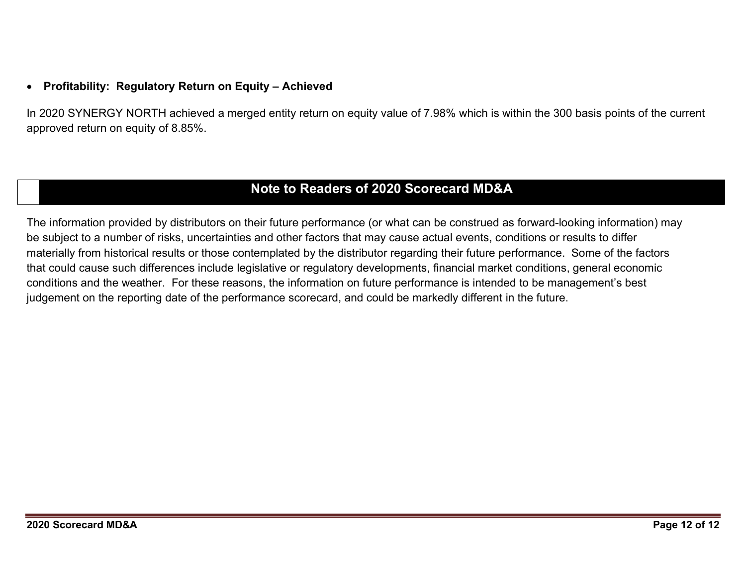- **Profitability: Regulatory Return on Equity – Achieved**

In 2020 SYNERGY NORTH achieved a merged entity return on equity value of 7.98% which is within the 300 basis points of the current approved return on equity of 8.85%.

## Note to Readers of 2020 Scorecard MD&A

The information provided by distributors on their future performance (or what can be construed as forward-looking information) may be subject to a number of risks, uncertainties and other factors that may cause actual events, conditions or results to differ materially from historical results or those contemplated by the distributor regarding their future performance. Some of the factors that could cause such differences include legislative or regulatory developments, financial market conditions, general economic conditions and the weather. For these reasons, the information on future performance is intended to be management's best judgement on the reporting date of the performance scorecard, and could be markedly different in the future.